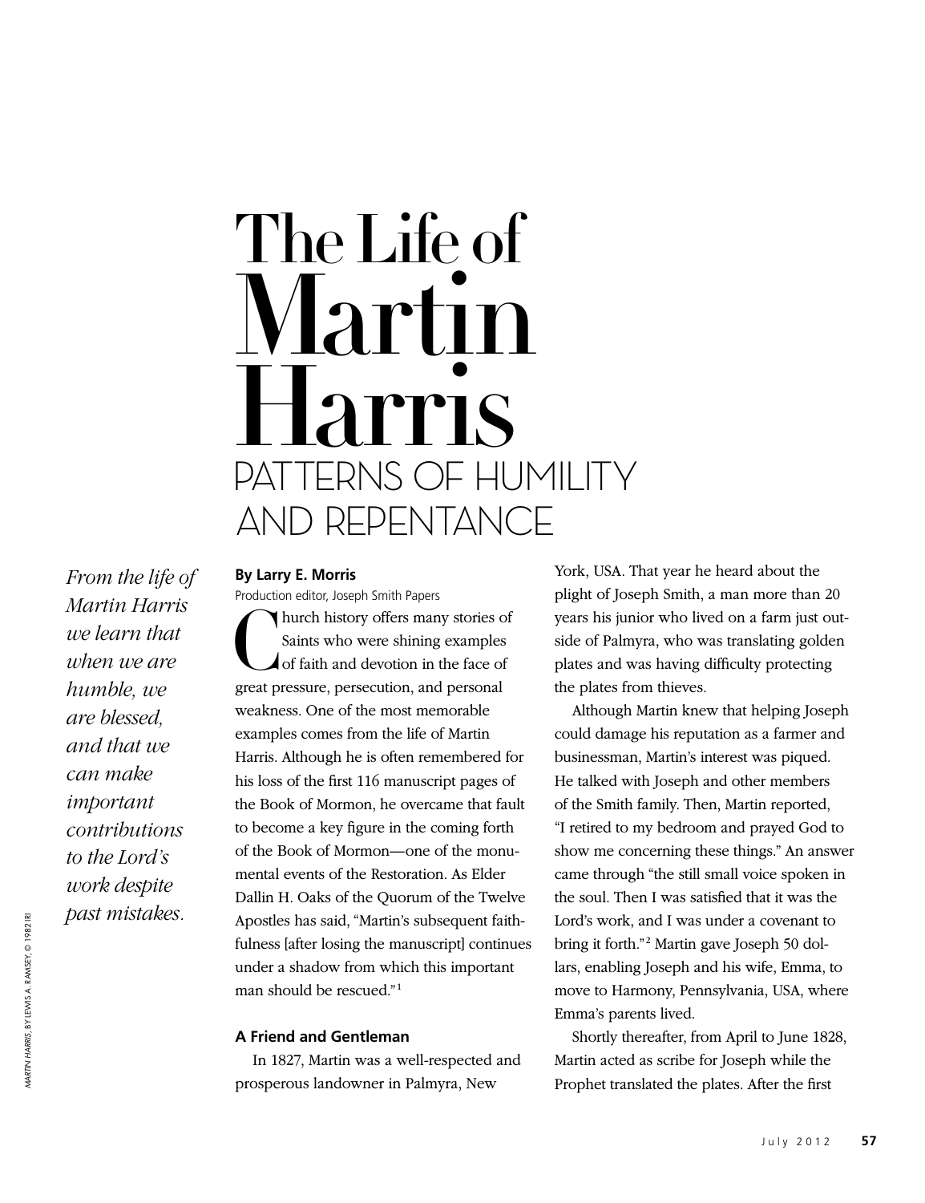# The Life of Martin Harris

## PATTERNS OF HUMILITY AND REPENTANCE

*From the life of Martin Harris we learn that when we are humble, we are blessed, and that we can make important contributions to the Lord's work despite past mistakes.*

**By Larry E. Morris**
Production editor, Joseph Smith Papers

Church history offers many stories of Saints who were shining examples of faith and devotion in the face of great pressure, persecution, and personal weakness. One of the most memorable examples comes from the life of Martin Harris. Although he is often remembered for his loss of the first 116 manuscript pages of the Book of Mormon, he overcame that fault to become a key figure in the coming forth of the Book of Mormon—one of the monumental events of the Restoration. As Elder Dallin H. Oaks of the Quorum of the Twelve Apostles has said, "Martin's subsequent faithfulness [after losing the manuscript] continues under a shadow from which this important man should be rescued."[1]

### A Friend and Gentleman

In 1827, Martin was a well-respected and prosperous landowner in Palmyra, New York, USA. That year he heard about the plight of Joseph Smith, a man more than 20 years his junior who lived on a farm just outside of Palmyra, who was translating golden plates and was having difficulty protecting the plates from thieves.

Although Martin knew that helping Joseph could damage his reputation as a farmer and businessman, Martin's interest was piqued. He talked with Joseph and other members of the Smith family. Then, Martin reported, "I retired to my bedroom and prayed God to show me concerning these things." An answer came through "the still small voice spoken in the soul. Then I was satisfied that it was the Lord's work, and I was under a covenant to bring it forth."[2] Martin gave Joseph 50 dollars, enabling Joseph and his wife, Emma, to move to Harmony, Pennsylvania, USA, where Emma's parents lived.

Shortly thereafter, from April to June 1828, Martin acted as scribe for Joseph while the Prophet translated the plates. After the first

*MARTIN HARRIS*, BY LEWIS A. RAMSEY, © 1982 IRI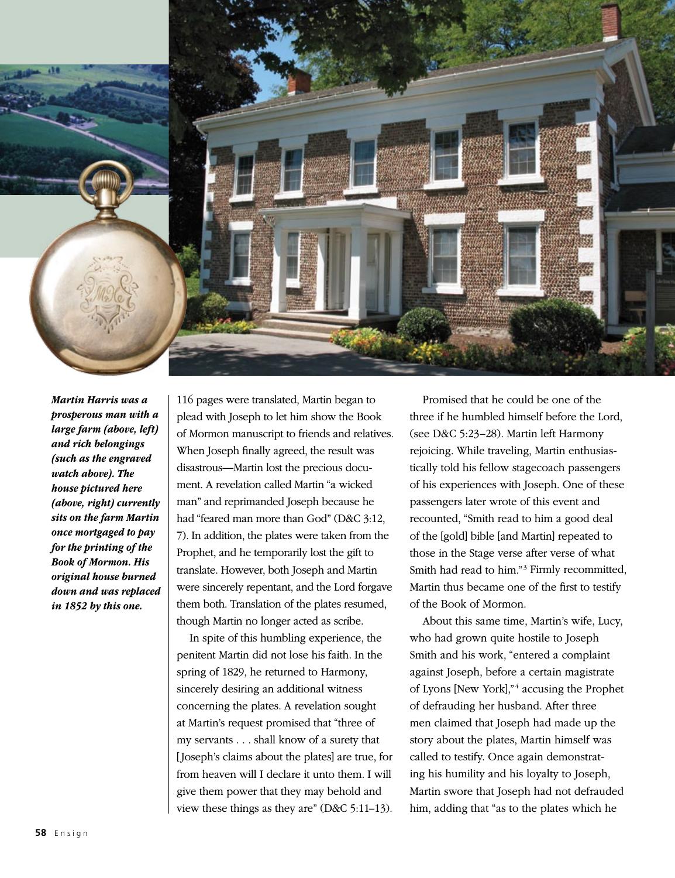***Martin Harris was a prosperous man with a large farm (above, left) and rich belongings (such as the engraved watch above). The house pictured here (above, right) currently sits on the farm Martin once mortgaged to pay for the printing of the Book of Mormon. His original house burned down and was replaced in 1852 by this one.***

116 pages were translated, Martin began to plead with Joseph to let him show the Book of Mormon manuscript to friends and relatives. When Joseph finally agreed, the result was disastrous—Martin lost the precious document. A revelation called Martin "a wicked man" and reprimanded Joseph because he had "feared man more than God" (D&C 3:12, 7). In addition, the plates were taken from the Prophet, and he temporarily lost the gift to translate. However, both Joseph and Martin were sincerely repentant, and the Lord forgave them both. Translation of the plates resumed, though Martin no longer acted as scribe.

In spite of this humbling experience, the penitent Martin did not lose his faith. In the spring of 1829, he returned to Harmony, sincerely desiring an additional witness concerning the plates. A revelation sought at Martin's request promised that "three of my servants . . . shall know of a surety that [Joseph's claims about the plates] are true, for from heaven will I declare it unto them. I will give them power that they may behold and view these things as they are" (D&C 5:11–13).

Promised that he could be one of the three if he humbled himself before the Lord, (see D&C 5:23–28). Martin left Harmony rejoicing. While traveling, Martin enthusiastically told his fellow stagecoach passengers of his experiences with Joseph. One of these passengers later wrote of this event and recounted, "Smith read to him a good deal of the [gold] bible [and Martin] repeated to those in the Stage verse after verse of what Smith had read to him."[3] Firmly recommitted, Martin thus became one of the first to testify of the Book of Mormon.

About this same time, Martin's wife, Lucy, who had grown quite hostile to Joseph Smith and his work, "entered a complaint against Joseph, before a certain magistrate of Lyons [New York],"[4] accusing the Prophet of defrauding her husband. After three men claimed that Joseph had made up the story about the plates, Martin himself was called to testify. Once again demonstrating his humility and his loyalty to Joseph, Martin swore that Joseph had not defrauded him, adding that "as to the plates which he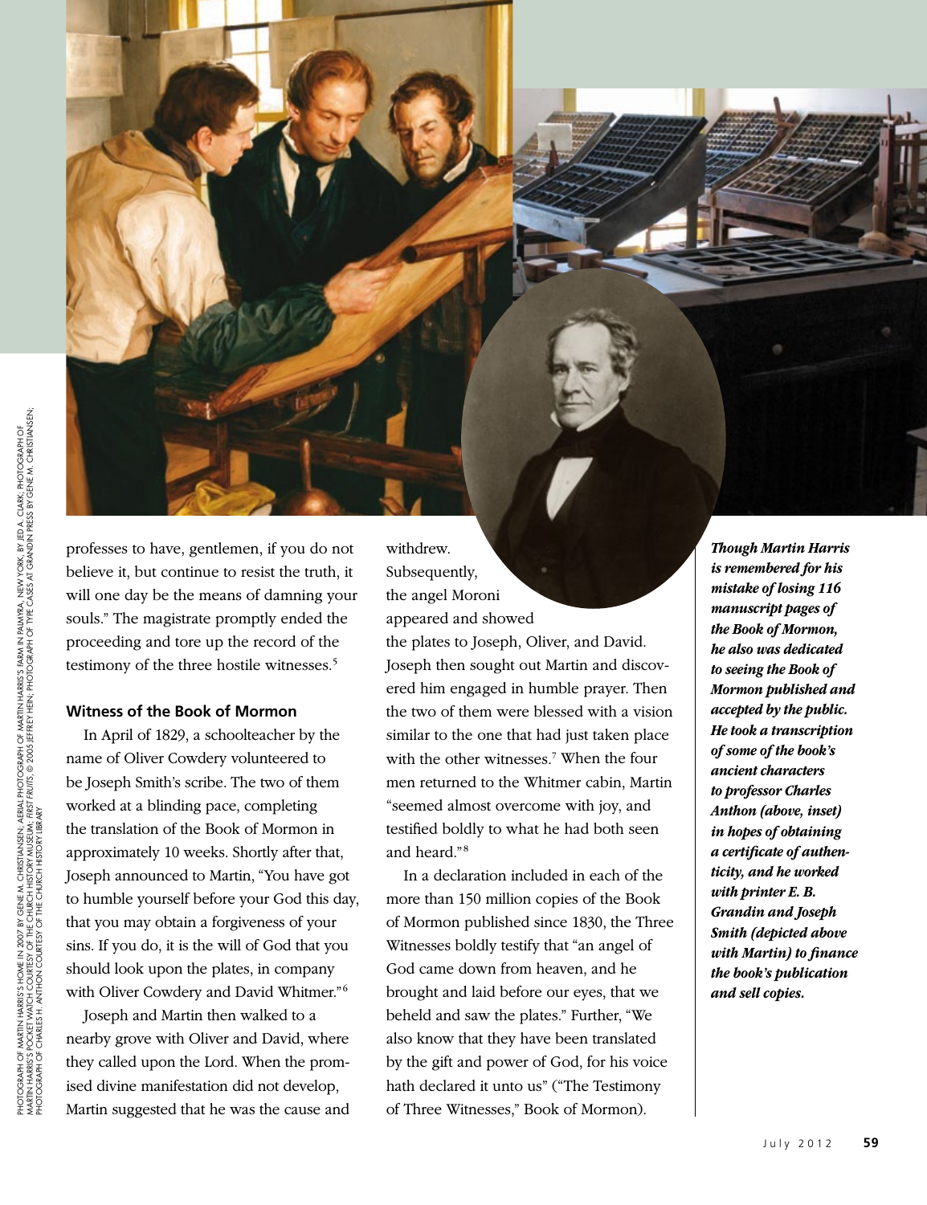professes to have, gentlemen, if you do not believe it, but continue to resist the truth, it will one day be the means of damning your souls." The magistrate promptly ended the proceeding and tore up the record of the testimony of the three hostile witnesses.[5]

### Witness of the Book of Mormon

In April of 1829, a schoolteacher by the name of Oliver Cowdery volunteered to be Joseph Smith's scribe. The two of them worked at a blinding pace, completing the translation of the Book of Mormon in approximately 10 weeks. Shortly after that, Joseph announced to Martin, "You have got to humble yourself before your God this day, that you may obtain a forgiveness of your sins. If you do, it is the will of God that you should look upon the plates, in company with Oliver Cowdery and David Whitmer."[6]

Joseph and Martin then walked to a nearby grove with Oliver and David, where they called upon the Lord. When the promised divine manifestation did not develop, Martin suggested that he was the cause and withdrew. Subsequently, the angel Moroni appeared and showed the plates to Joseph, Oliver, and David. Joseph then sought out Martin and discovered him engaged in humble prayer. Then the two of them were blessed with a vision similar to the one that had just taken place with the other witnesses.[7] When the four men returned to the Whitmer cabin, Martin "seemed almost overcome with joy, and testified boldly to what he had both seen and heard."[8]

In a declaration included in each of the more than 150 million copies of the Book of Mormon published since 1830, the Three Witnesses boldly testify that "an angel of God came down from heaven, and he brought and laid before our eyes, that we beheld and saw the plates." Further, "We also know that they have been translated by the gift and power of God, for his voice hath declared it unto us" ("The Testimony of Three Witnesses," Book of Mormon).

***Though Martin Harris is remembered for his mistake of losing 116 manuscript pages of the Book of Mormon, he also was dedicated to seeing the Book of Mormon published and accepted by the public. He took a transcription of some of the book's ancient characters to professor Charles Anthon (above, inset) in hopes of obtaining a certificate of authenticity, and he worked with printer E. B. Grandin and Joseph Smith (depicted above with Martin) to finance the book's publication and sell copies.***

PHOTOGRAPH OF MARTIN HARRIS'S HOME IN 2007 BY GENE M. CHRISTIANSEN; AERIAL PHOTOGRAPH OF MARTIN HARRIS'S FARM IN PALMYRA, NEW YORK, BY JED A. CLARK; PHOTOGRAPH OF MARTIN HARRIS'S POCKET WATCH COURTESY OF THE CHURCH HISTORY MUSEUM; *FIRST FRUITS*, © 2005 JEFFREY HEIN; PHOTOGRAPH OF TYPE CASES AT GRANDIN PRESS BY GENE M. CHRISTIANSEN; PHOTOGRAPH OF CHARLES H. ANTHON COURTESY OF THE CHURCH HISTORY LIBRARY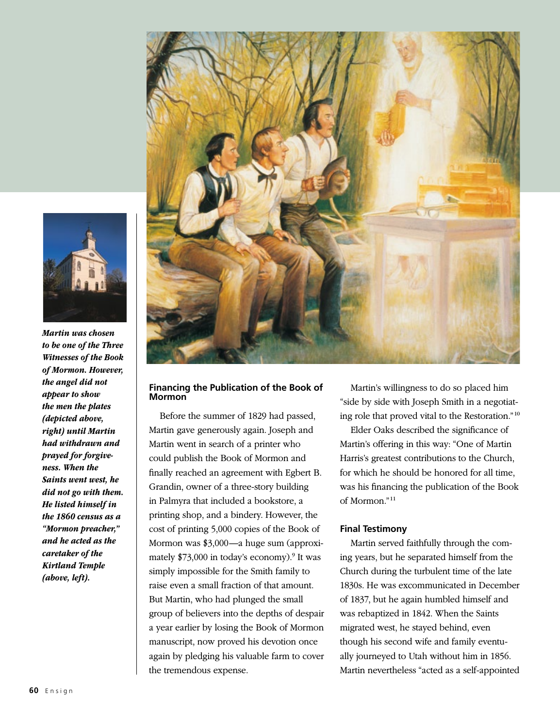*Martin was chosen to be one of the Three Witnesses of the Book of Mormon. However, the angel did not appear to show the men the plates (depicted above, right) until Martin had withdrawn and prayed for forgiveness. When the Saints went west, he did not go with them. He listed himself in the 1860 census as a "Mormon preacher," and he acted as the caretaker of the Kirtland Temple (above, left).*

### Financing the Publication of the Book of Mormon

Before the summer of 1829 had passed, Martin gave generously again. Joseph and Martin went in search of a printer who could publish the Book of Mormon and finally reached an agreement with Egbert B. Grandin, owner of a three-story building in Palmyra that included a bookstore, a printing shop, and a bindery. However, the cost of printing 5,000 copies of the Book of Mormon was $3,000—a huge sum (approximately $73,000 in today's economy).[9] It was simply impossible for the Smith family to raise even a small fraction of that amount. But Martin, who had plunged the small group of believers into the depths of despair a year earlier by losing the Book of Mormon manuscript, now proved his devotion once again by pledging his valuable farm to cover the tremendous expense.

Martin's willingness to do so placed him "side by side with Joseph Smith in a negotiating role that proved vital to the Restoration."[10]

Elder Oaks described the significance of Martin's offering in this way: "One of Martin Harris's greatest contributions to the Church, for which he should be honored for all time, was his financing the publication of the Book of Mormon."[11]

### Final Testimony

Martin served faithfully through the coming years, but he separated himself from the Church during the turbulent time of the late 1830s. He was excommunicated in December of 1837, but he again humbled himself and was rebaptized in 1842. When the Saints migrated west, he stayed behind, even though his second wife and family eventually journeyed to Utah without him in 1856. Martin nevertheless "acted as a self-appointed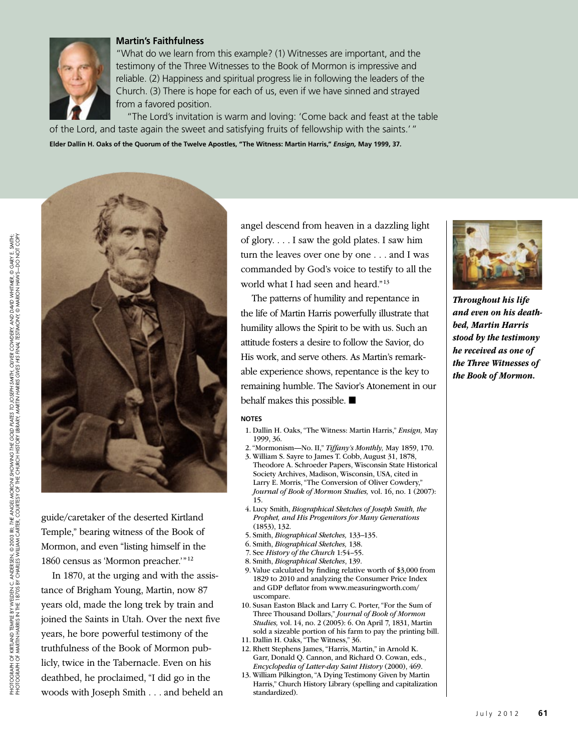**Martin's Faithfulness**

"What do we learn from this example? (1) Witnesses are important, and the testimony of the Three Witnesses to the Book of Mormon is impressive and reliable. (2) Happiness and spiritual progress lie in following the leaders of the Church. (3) There is hope for each of us, even if we have sinned and strayed from a favored position.

"The Lord's invitation is warm and loving: 'Come back and feast at the table of the Lord, and taste again the sweet and satisfying fruits of fellowship with the saints.' "

**Elder Dallin H. Oaks of the Quorum of the Twelve Apostles, "The Witness: Martin Harris,"** ***Ensign,*** **May 1999, 37.**

guide/caretaker of the deserted Kirtland Temple," bearing witness of the Book of Mormon, and even "listing himself in the 1860 census as 'Mormon preacher.'"[12]

In 1870, at the urging and with the assistance of Brigham Young, Martin, now 87 years old, made the long trek by train and joined the Saints in Utah. Over the next five years, he bore powerful testimony of the truthfulness of the Book of Mormon publicly, twice in the Tabernacle. Even on his deathbed, he proclaimed, "I did go in the woods with Joseph Smith . . . and beheld an angel descend from heaven in a dazzling light of glory. . . . I saw the gold plates. I saw him turn the leaves over one by one . . . and I was commanded by God's voice to testify to all the world what I had seen and heard."[13]

The patterns of humility and repentance in the life of Martin Harris powerfully illustrate that humility allows the Spirit to be with us. Such an attitude fosters a desire to follow the Savior, do His work, and serve others. As Martin's remarkable experience shows, repentance is the key to remaining humble. The Savior's Atonement in our behalf makes this possible. ■

***Throughout his life and even on his deathbed, Martin Harris stood by the testimony he received as one of the Three Witnesses of the Book of Mormon.***

**NOTES**

1. Dallin H. Oaks, "The Witness: Martin Harris," *Ensign,* May 1999, 36.
2. "Mormonism—No. II," *Tiffany's Monthly,* May 1859, 170.
3. William S. Sayre to James T. Cobb, August 31, 1878, Theodore A. Schroeder Papers, Wisconsin State Historical Society Archives, Madison, Wisconsin, USA, cited in Larry E. Morris, "The Conversion of Oliver Cowdery," *Journal of Book of Mormon Studies,* vol. 16, no. 1 (2007): 15.
4. Lucy Smith, *Biographical Sketches of Joseph Smith, the Prophet, and His Progenitors for Many Generations* (1853), 132.
5. Smith, *Biographical Sketches,* 133–135.
6. Smith, *Biographical Sketches,* 138.
7. See *History of the Church* 1:54–55.
8. Smith, *Biographical Sketches*, 139.
9. Value calculated by finding relative worth of $3,000 from 1829 to 2010 and analyzing the Consumer Price Index and GDP deflator from www.measuringworth.com/uscompare.
10. Susan Easton Black and Larry C. Porter, "For the Sum of Three Thousand Dollars," *Journal of Book of Mormon Studies,* vol. 14, no. 2 (2005): 6. On April 7, 1831, Martin sold a sizeable portion of his farm to pay the printing bill.
11. Dallin H. Oaks, "The Witness," 36.
12. Rhett Stephens James, "Harris, Martin," in Arnold K. Garr, Donald Q. Cannon, and Richard O. Cowan, eds., *Encyclopedia of Latter-day Saint History* (2000), 469.
13. William Pilkington, "A Dying Testimony Given by Martin Harris," Church History Library (spelling and capitalization standardized).

PHOTOGRAPH OF KIRTLAND TEMPLE BY WELDEN C. ANDERSEN, © 2003 IRI; *THE ANGEL MORONI SHOWING THE GOLD PLATES TO JOSEPH SMITH, OLIVER COWDERY, AND DAVID WHITMER,* © GARY E. SMITH; PHOTOGRAPH OF MARTIN HARRIS IN THE 1870S BY CHARLES WILLIAM CARTER, COURTESY OF THE CHURCH HISTORY LIBRARY; *MARTIN HARRIS GIVES HIS FINAL TESTIMONY,* © MARION HAWS—DO NOT COPY